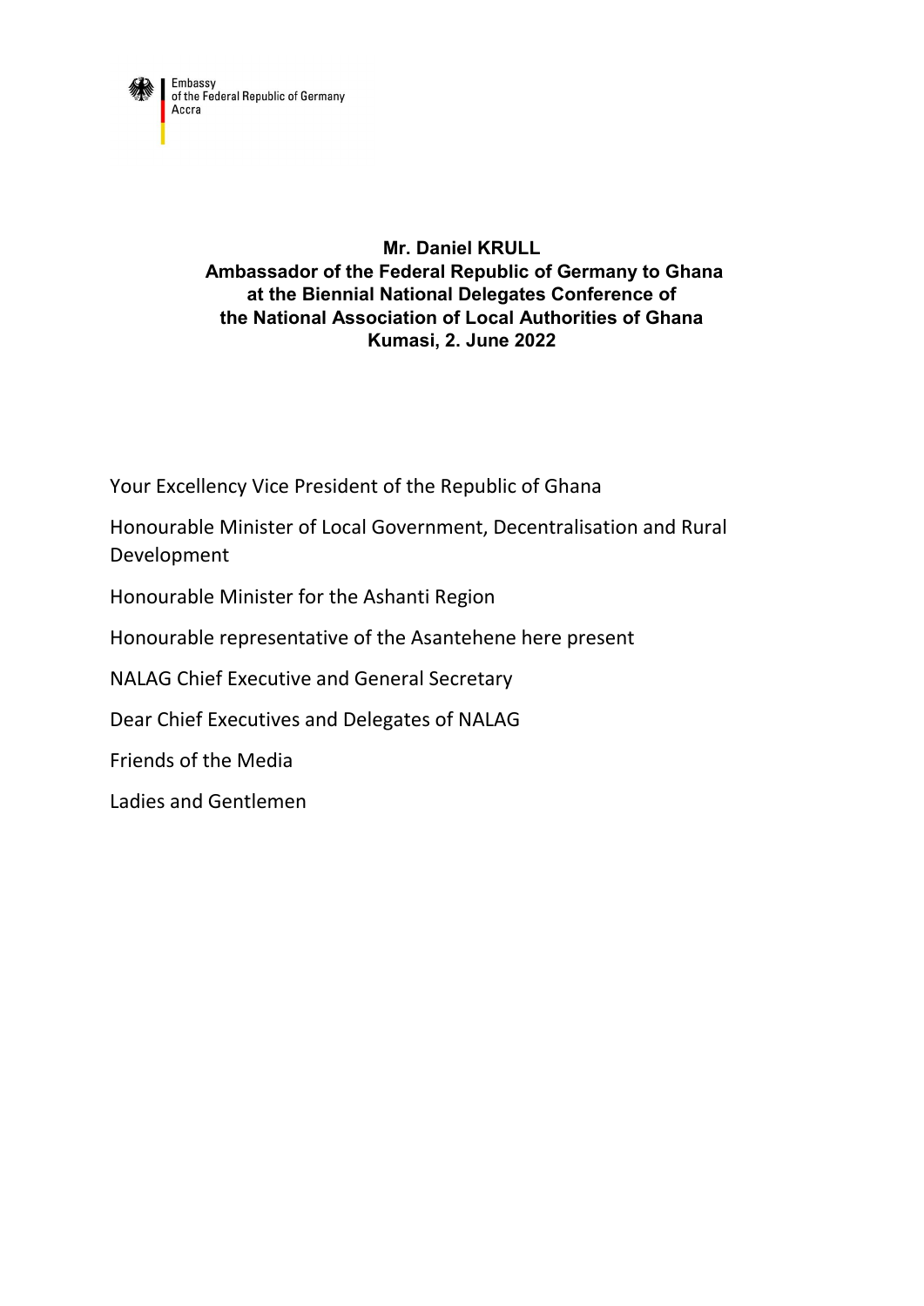Embassy
of the Federal Republic of Germany
Accra

**Mr. Daniel KRULL**
**Ambassador of the Federal Republic of Germany to Ghana**
**at the Biennial National Delegates Conference of**
**the National Association of Local Authorities of Ghana**
**Kumasi, 2. June 2022**

Your Excellency Vice President of the Republic of Ghana

Honourable Minister of Local Government, Decentralisation and Rural Development

Honourable Minister for the Ashanti Region

Honourable representative of the Asantehene here present

NALAG Chief Executive and General Secretary

Dear Chief Executives and Delegates of NALAG

Friends of the Media

Ladies and Gentlemen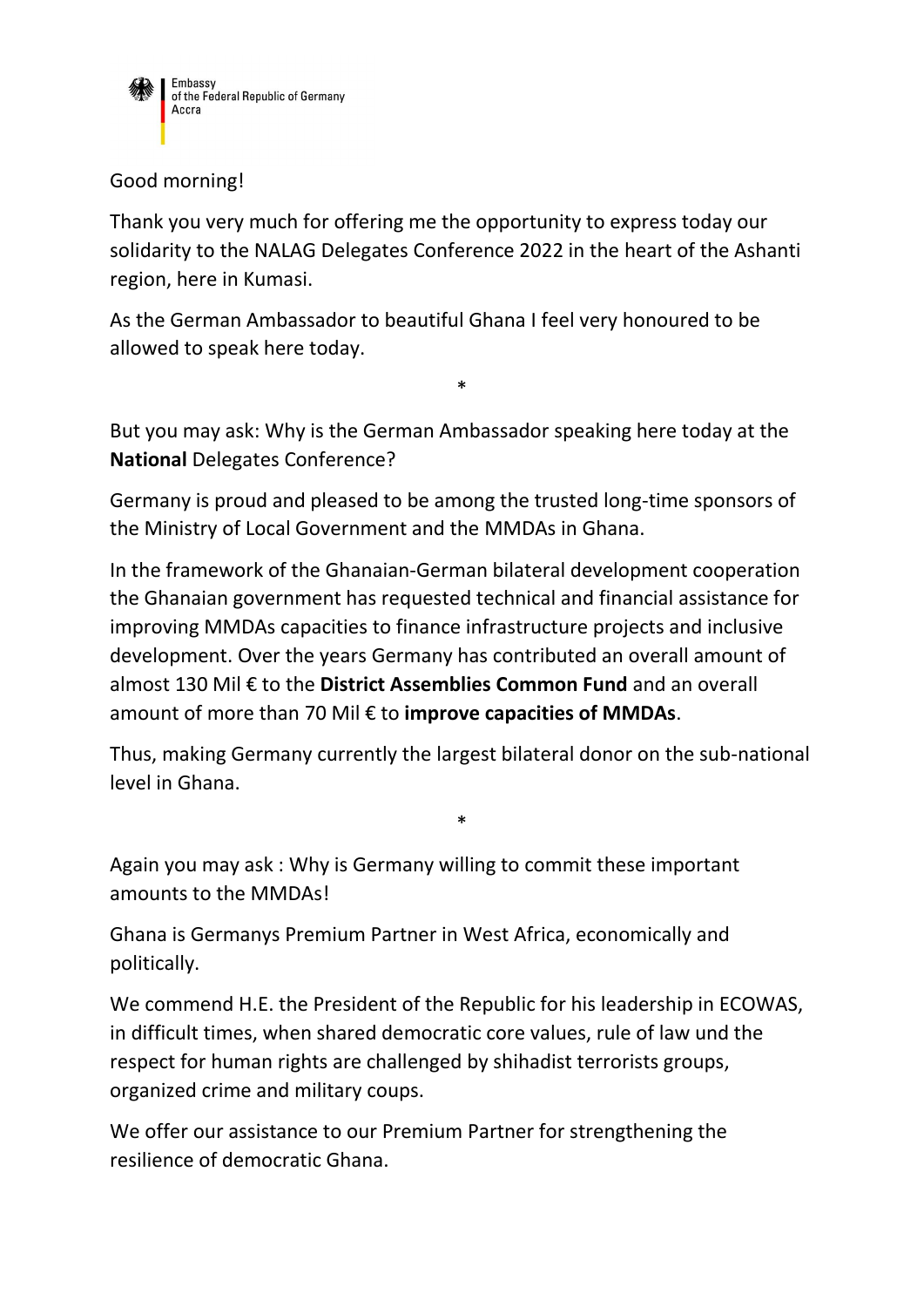Good morning!

Thank you very much for offering me the opportunity to express today our solidarity to the NALAG Delegates Conference 2022 in the heart of the Ashanti region, here in Kumasi.

As the German Ambassador to beautiful Ghana I feel very honoured to be allowed to speak here today.

*

But you may ask: Why is the German Ambassador speaking here today at the **National** Delegates Conference?

Germany is proud and pleased to be among the trusted long-time sponsors of the Ministry of Local Government and the MMDAs in Ghana.

In the framework of the Ghanaian-German bilateral development cooperation the Ghanaian government has requested technical and financial assistance for improving MMDAs capacities to finance infrastructure projects and inclusive development. Over the years Germany has contributed an overall amount of almost 130 Mil € to the **District Assemblies Common Fund** and an overall amount of more than 70 Mil € to **improve capacities of MMDAs**.

Thus, making Germany currently the largest bilateral donor on the sub-national level in Ghana.

*

Again you may ask : Why is Germany willing to commit these important amounts to the MMDAs!

Ghana is Germanys Premium Partner in West Africa, economically and politically.

We commend H.E. the President of the Republic for his leadership in ECOWAS, in difficult times, when shared democratic core values, rule of law und the respect for human rights are challenged by shihadist terrorists groups, organized crime and military coups.

We offer our assistance to our Premium Partner for strengthening the resilience of democratic Ghana.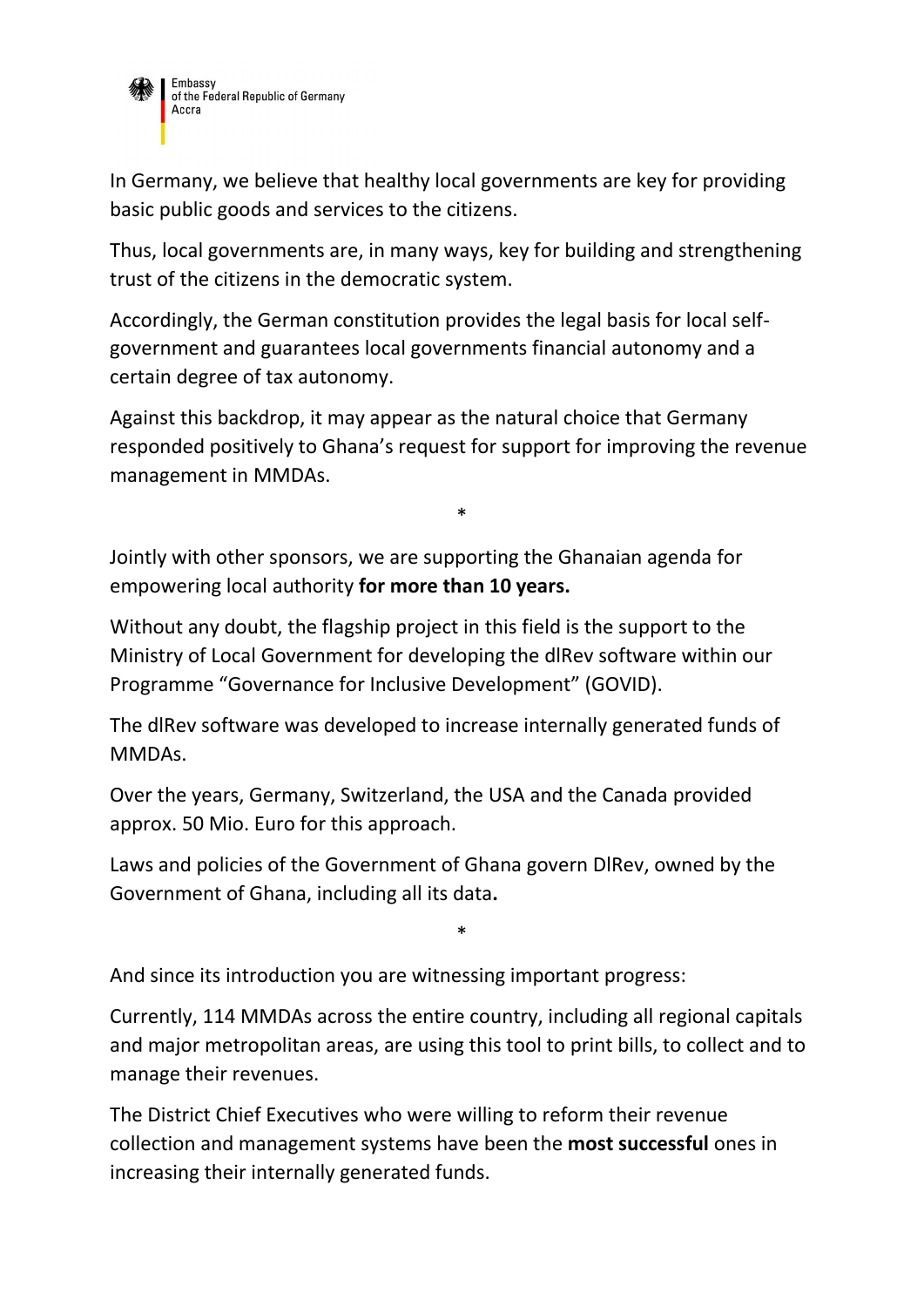In Germany, we believe that healthy local governments are key for providing basic public goods and services to the citizens.

Thus, local governments are, in many ways, key for building and strengthening trust of the citizens in the democratic system.

Accordingly, the German constitution provides the legal basis for local self-government and guarantees local governments financial autonomy and a certain degree of tax autonomy.

Against this backdrop, it may appear as the natural choice that Germany responded positively to Ghana's request for support for improving the revenue management in MMDAs.

*

Jointly with other sponsors, we are supporting the Ghanaian agenda for empowering local authority **for more than 10 years.**

Without any doubt, the flagship project in this field is the support to the Ministry of Local Government for developing the dlRev software within our Programme "Governance for Inclusive Development" (GOVID).

The dlRev software was developed to increase internally generated funds of MMDAs.

Over the years, Germany, Switzerland, the USA and the Canada provided approx. 50 Mio. Euro for this approach.

Laws and policies of the Government of Ghana govern DlRev, owned by the Government of Ghana, including all its data**.**

*

And since its introduction you are witnessing important progress:

Currently, 114 MMDAs across the entire country, including all regional capitals and major metropolitan areas, are using this tool to print bills, to collect and to manage their revenues.

The District Chief Executives who were willing to reform their revenue collection and management systems have been the **most successful** ones in increasing their internally generated funds.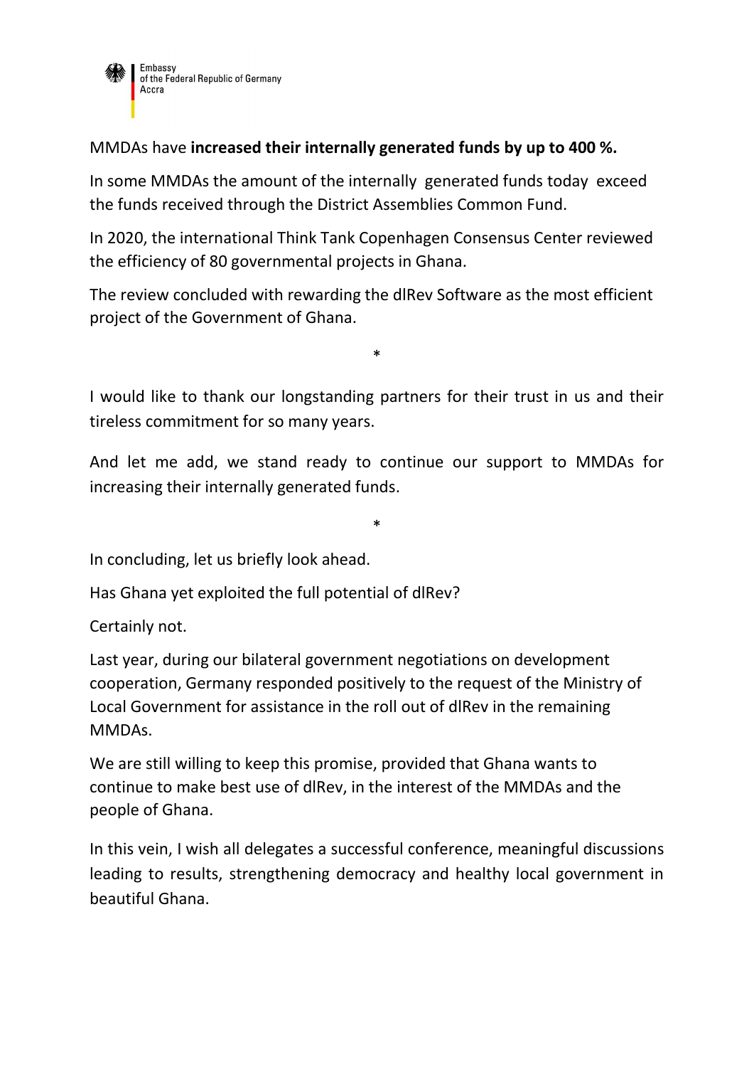MMDAs have **increased their internally generated funds by up to 400 %.**

In some MMDAs the amount of the internally generated funds today exceed the funds received through the District Assemblies Common Fund.

In 2020, the international Think Tank Copenhagen Consensus Center reviewed the efficiency of 80 governmental projects in Ghana.

The review concluded with rewarding the dlRev Software as the most efficient project of the Government of Ghana.

*

I would like to thank our longstanding partners for their trust in us and their tireless commitment for so many years.

And let me add, we stand ready to continue our support to MMDAs for increasing their internally generated funds.

*

In concluding, let us briefly look ahead.

Has Ghana yet exploited the full potential of dlRev?

Certainly not.

Last year, during our bilateral government negotiations on development cooperation, Germany responded positively to the request of the Ministry of Local Government for assistance in the roll out of dlRev in the remaining MMDAs.

We are still willing to keep this promise, provided that Ghana wants to continue to make best use of dlRev, in the interest of the MMDAs and the people of Ghana.

In this vein, I wish all delegates a successful conference, meaningful discussions leading to results, strengthening democracy and healthy local government in beautiful Ghana.